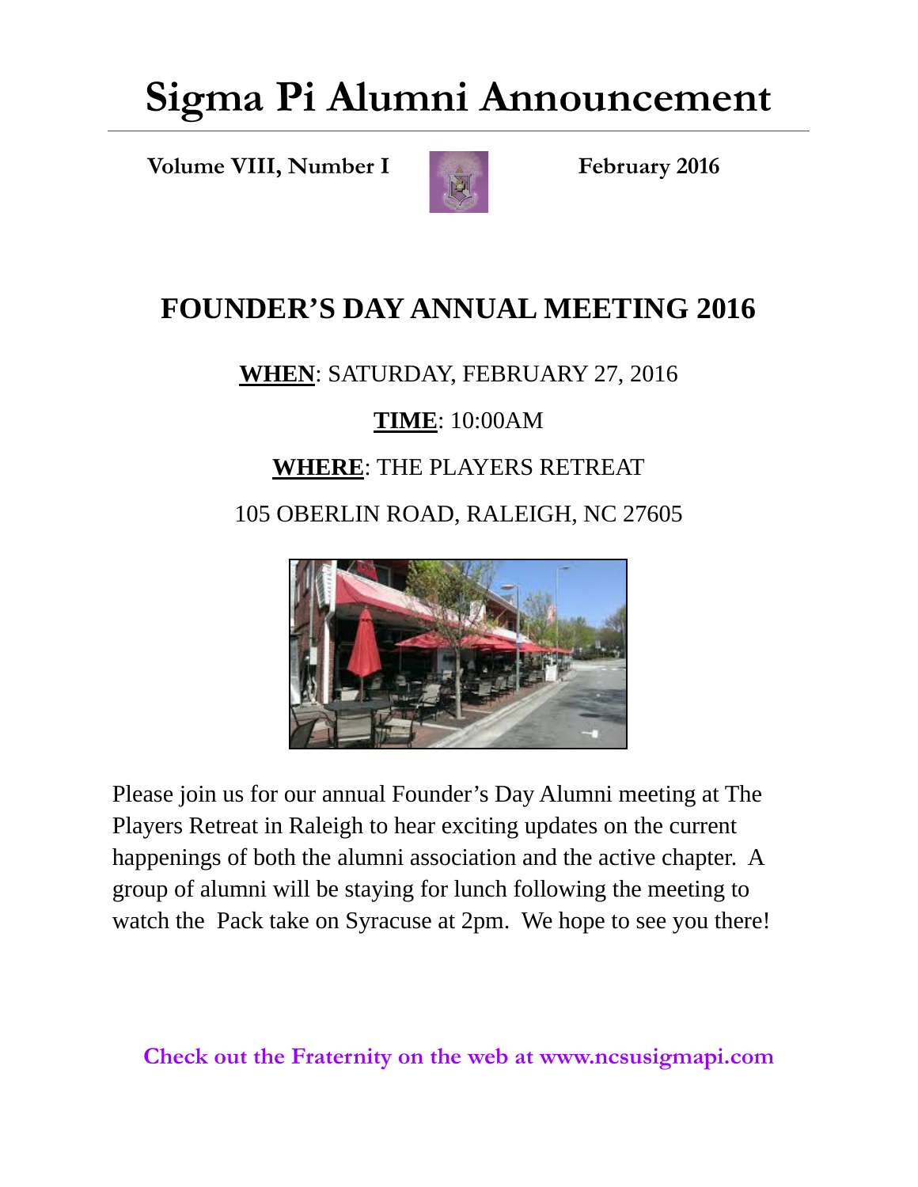# Sigma Pi Alumni Announcement

**Volume VIII, Number I** **February 2016**

## FOUNDER'S DAY ANNUAL MEETING 2016

**WHEN**: SATURDAY, FEBRUARY 27, 2016

**TIME**: 10:00AM

**WHERE**: THE PLAYERS RETREAT

105 OBERLIN ROAD, RALEIGH, NC 27605

Please join us for our annual Founder's Day Alumni meeting at The Players Retreat in Raleigh to hear exciting updates on the current happenings of both the alumni association and the active chapter. A group of alumni will be staying for lunch following the meeting to watch the Pack take on Syracuse at 2pm. We hope to see you there!

**Check out the Fraternity on the web at www.ncsusigmapi.com**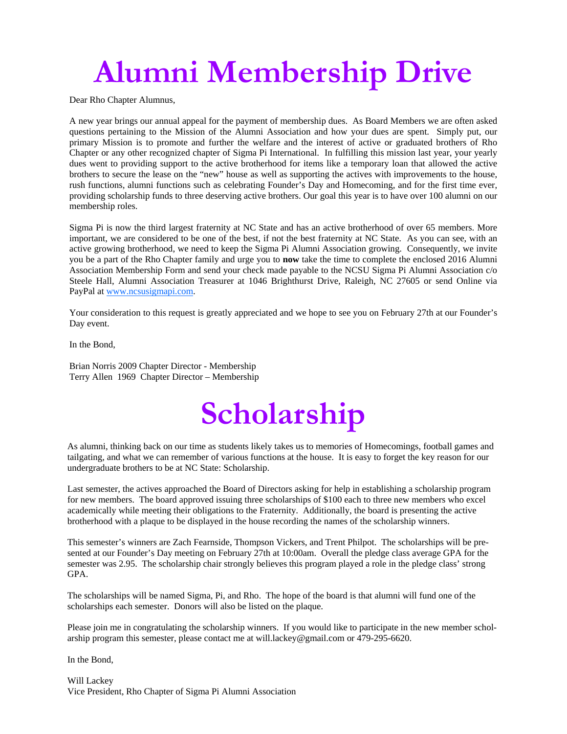# Alumni Membership Drive

Dear Rho Chapter Alumnus,

A new year brings our annual appeal for the payment of membership dues. As Board Members we are often asked questions pertaining to the Mission of the Alumni Association and how your dues are spent. Simply put, our primary Mission is to promote and further the welfare and the interest of active or graduated brothers of Rho Chapter or any other recognized chapter of Sigma Pi International. In fulfilling this mission last year, your yearly dues went to providing support to the active brotherhood for items like a temporary loan that allowed the active brothers to secure the lease on the "new" house as well as supporting the actives with improvements to the house, rush functions, alumni functions such as celebrating Founder's Day and Homecoming, and for the first time ever, providing scholarship funds to three deserving active brothers. Our goal this year is to have over 100 alumni on our membership roles.

Sigma Pi is now the third largest fraternity at NC State and has an active brotherhood of over 65 members. More important, we are considered to be one of the best, if not the best fraternity at NC State. As you can see, with an active growing brotherhood, we need to keep the Sigma Pi Alumni Association growing. Consequently, we invite you be a part of the Rho Chapter family and urge you to **now** take the time to complete the enclosed 2016 Alumni Association Membership Form and send your check made payable to the NCSU Sigma Pi Alumni Association c/o Steele Hall, Alumni Association Treasurer at 1046 Brighthurst Drive, Raleigh, NC 27605 or send Online via PayPal at [www.ncsusigmapi.com](http://www.ncsusigmapi.com).

Your consideration to this request is greatly appreciated and we hope to see you on February 27th at our Founder's Day event.

In the Bond,

Brian Norris 2009 Chapter Director - Membership
Terry Allen 1969 Chapter Director – Membership

# Scholarship

As alumni, thinking back on our time as students likely takes us to memories of Homecomings, football games and tailgating, and what we can remember of various functions at the house. It is easy to forget the key reason for our undergraduate brothers to be at NC State: Scholarship.

Last semester, the actives approached the Board of Directors asking for help in establishing a scholarship program for new members. The board approved issuing three scholarships of $100 each to three new members who excel academically while meeting their obligations to the Fraternity. Additionally, the board is presenting the active brotherhood with a plaque to be displayed in the house recording the names of the scholarship winners.

This semester's winners are Zach Fearnside, Thompson Vickers, and Trent Philpot. The scholarships will be presented at our Founder's Day meeting on February 27th at 10:00am. Overall the pledge class average GPA for the semester was 2.95. The scholarship chair strongly believes this program played a role in the pledge class' strong GPA.

The scholarships will be named Sigma, Pi, and Rho. The hope of the board is that alumni will fund one of the scholarships each semester. Donors will also be listed on the plaque.

Please join me in congratulating the scholarship winners. If you would like to participate in the new member scholarship program this semester, please contact me at will.lackey@gmail.com or 479-295-6620.

In the Bond,

Will Lackey
Vice President, Rho Chapter of Sigma Pi Alumni Association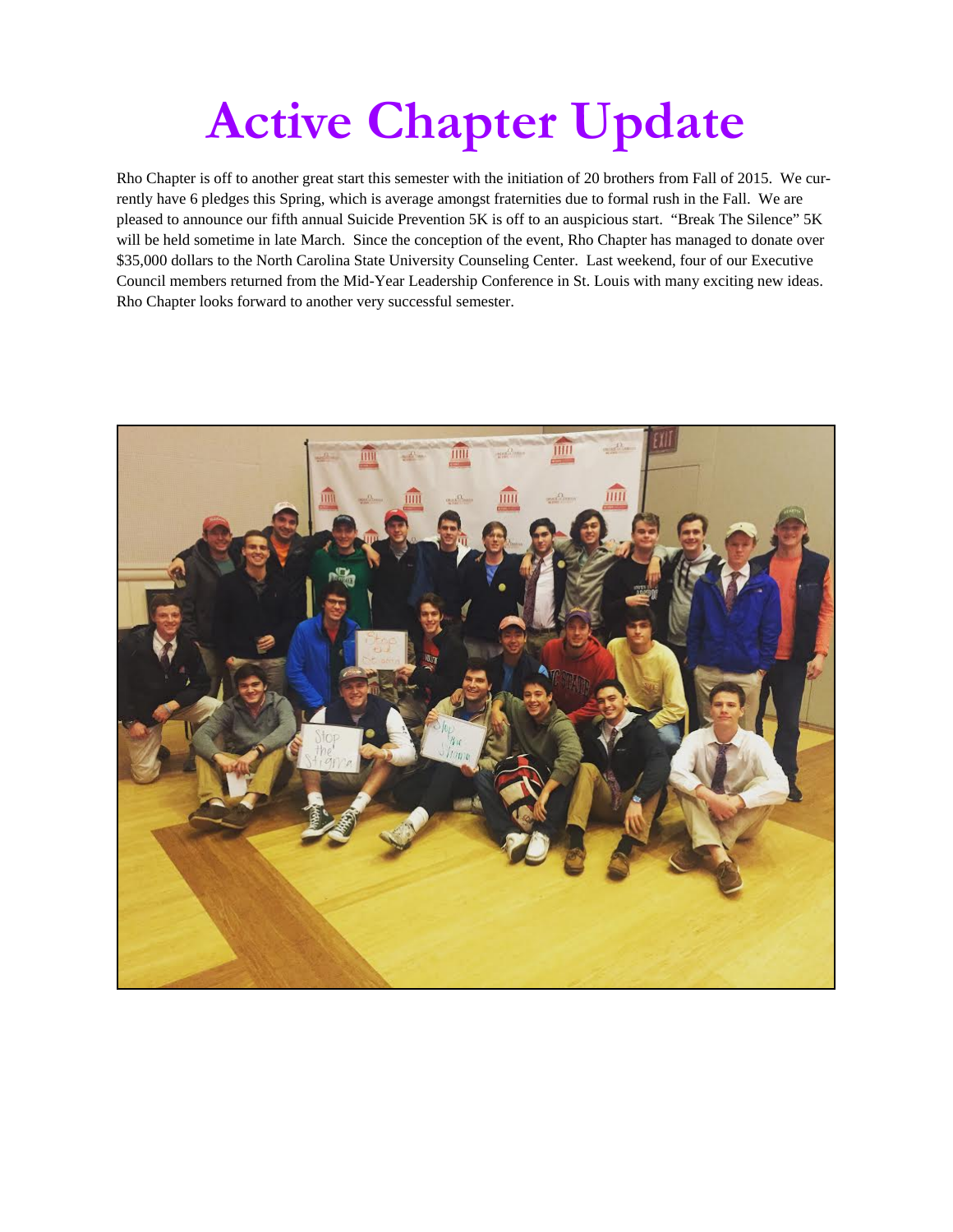# Active Chapter Update

Rho Chapter is off to another great start this semester with the initiation of 20 brothers from Fall of 2015. We currently have 6 pledges this Spring, which is average amongst fraternities due to formal rush in the Fall. We are pleased to announce our fifth annual Suicide Prevention 5K is off to an auspicious start. "Break The Silence" 5K will be held sometime in late March. Since the conception of the event, Rho Chapter has managed to donate over $35,000 dollars to the North Carolina State University Counseling Center. Last weekend, four of our Executive Council members returned from the Mid-Year Leadership Conference in St. Louis with many exciting new ideas. Rho Chapter looks forward to another very successful semester.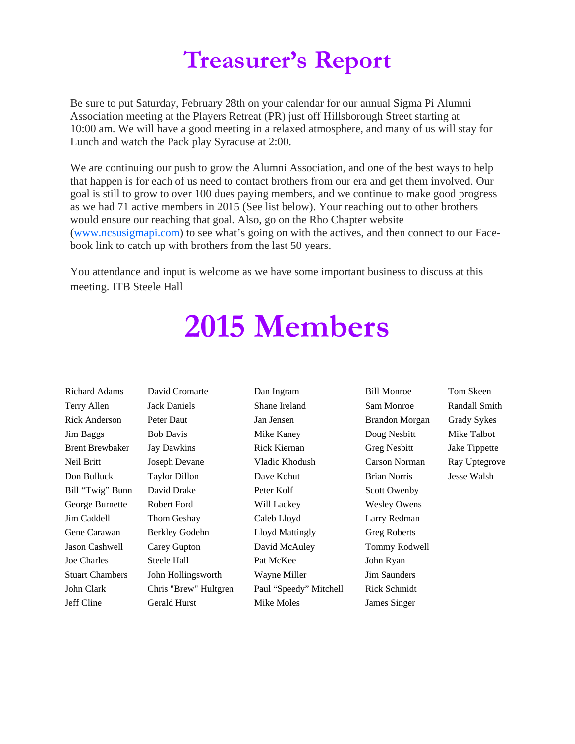# Treasurer's Report

Be sure to put Saturday, February 28th on your calendar for our annual Sigma Pi Alumni Association meeting at the Players Retreat (PR) just off Hillsborough Street starting at 10:00 am. We will have a good meeting in a relaxed atmosphere, and many of us will stay for Lunch and watch the Pack play Syracuse at 2:00.

We are continuing our push to grow the Alumni Association, and one of the best ways to help that happen is for each of us need to contact brothers from our era and get them involved. Our goal is still to grow to over 100 dues paying members, and we continue to make good progress as we had 71 active members in 2015 (See list below). Your reaching out to other brothers would ensure our reaching that goal. Also, go on the Rho Chapter website (www.ncsusigmapi.com) to see what's going on with the actives, and then connect to our Face-book link to catch up with brothers from the last 50 years.

You attendance and input is welcome as we have some important business to discuss at this meeting. ITB Steele Hall

# 2015 Members

Richard Adams
Terry Allen
Rick Anderson
Jim Baggs
Brent Brewbaker
Neil Britt
Don Bulluck
Bill "Twig" Bunn
George Burnette
Jim Caddell
Gene Carawan
Jason Cashwell
Joe Charles
Stuart Chambers
John Clark
Jeff Cline
David Cromarte
Jack Daniels
Peter Daut
Bob Davis
Jay Dawkins
Joseph Devane
Taylor Dillon
David Drake
Robert Ford
Thom Geshay
Berkley Godehn
Carey Gupton
Steele Hall
John Hollingsworth
Chris "Brew" Hultgren
Gerald Hurst
Dan Ingram
Shane Ireland
Jan Jensen
Mike Kaney
Rick Kiernan
Vladic Khodush
Dave Kohut
Peter Kolf
Will Lackey
Caleb Lloyd
Lloyd Mattingly
David McAuley
Pat McKee
Wayne Miller
Paul "Speedy" Mitchell
Mike Moles
Bill Monroe
Sam Monroe
Brandon Morgan
Doug Nesbitt
Greg Nesbitt
Carson Norman
Brian Norris
Scott Owenby
Wesley Owens
Larry Redman
Greg Roberts
Tommy Rodwell
John Ryan
Jim Saunders
Rick Schmidt
James Singer
Tom Skeen
Randall Smith
Grady Sykes
Mike Talbot
Jake Tippette
Ray Uptegrove
Jesse Walsh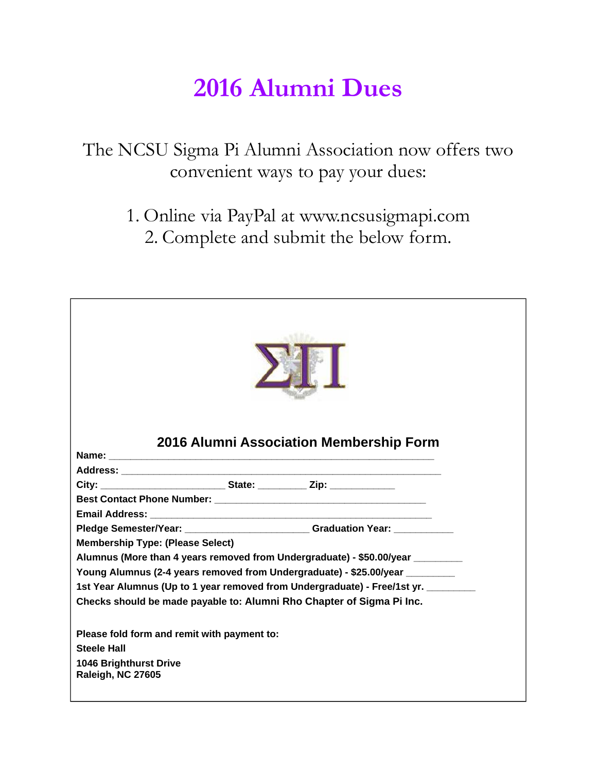# 2016 Alumni Dues

The NCSU Sigma Pi Alumni Association now offers two convenient ways to pay your dues:

1. Online via PayPal at www.ncsusigmapi.com
2. Complete and submit the below form.

## 2016 Alumni Association Membership Form

**Name:** ___________________________________________________________

**Address:** ___________________________________________________________

**City:** _______________________ **State:** _________ **Zip:** ____________

**Best Contact Phone Number:** ________________________________________

**Email Address:** ____________________________________________________

**Pledge Semester/Year:** _______________________ **Graduation Year:** ___________

**Membership Type: (Please Select)**

**Alumnus (More than 4 years removed from Undergraduate) - $50.00/year** _________

**Young Alumnus (2-4 years removed from Undergraduate) - $25.00/year** _________

**1st Year Alumnus (Up to 1 year removed from Undergraduate) - Free/1st yr.** _________

**Checks should be made payable to: Alumni Rho Chapter of Sigma Pi Inc.**

**Please fold form and remit with payment to:**

**Steele Hall**

**1046 Brighthurst Drive**
**Raleigh, NC 27605**